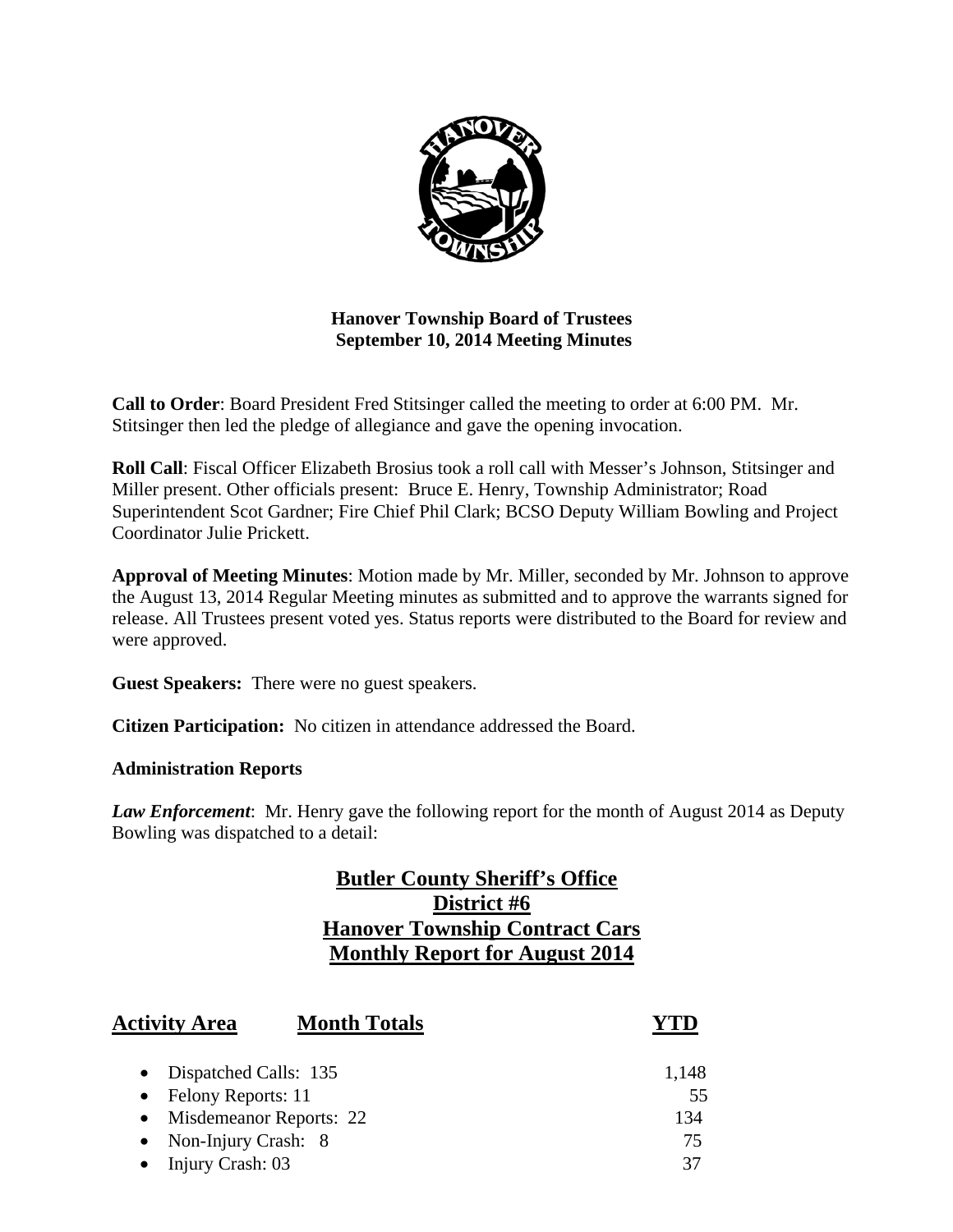**Hanover Township Board of Trustees**
**September 10, 2014 Meeting Minutes**

**Call to Order**: Board President Fred Stitsinger called the meeting to order at 6:00 PM. Mr. Stitsinger then led the pledge of allegiance and gave the opening invocation.

**Roll Call**: Fiscal Officer Elizabeth Brosius took a roll call with Messer's Johnson, Stitsinger and Miller present. Other officials present: Bruce E. Henry, Township Administrator; Road Superintendent Scot Gardner; Fire Chief Phil Clark; BCSO Deputy William Bowling and Project Coordinator Julie Prickett.

**Approval of Meeting Minutes**: Motion made by Mr. Miller, seconded by Mr. Johnson to approve the August 13, 2014 Regular Meeting minutes as submitted and to approve the warrants signed for release. All Trustees present voted yes. Status reports were distributed to the Board for review and were approved.

**Guest Speakers:** There were no guest speakers.

**Citizen Participation:** No citizen in attendance addressed the Board.

**Administration Reports**

***Law Enforcement***: Mr. Henry gave the following report for the month of August 2014 as Deputy Bowling was dispatched to a detail:

**Butler County Sheriff's Office**
**District #6**
**Hanover Township Contract Cars**
**Monthly Report for August 2014**

| Activity Area | Month Totals | YTD |
|---|---|---|
| Dispatched Calls | 135 | 1,148 |
| Felony Reports | 11 | 55 |
| Misdemeanor Reports | 22 | 134 |
| Non-Injury Crash | 8 | 75 |
| Injury Crash | 03 | 37 |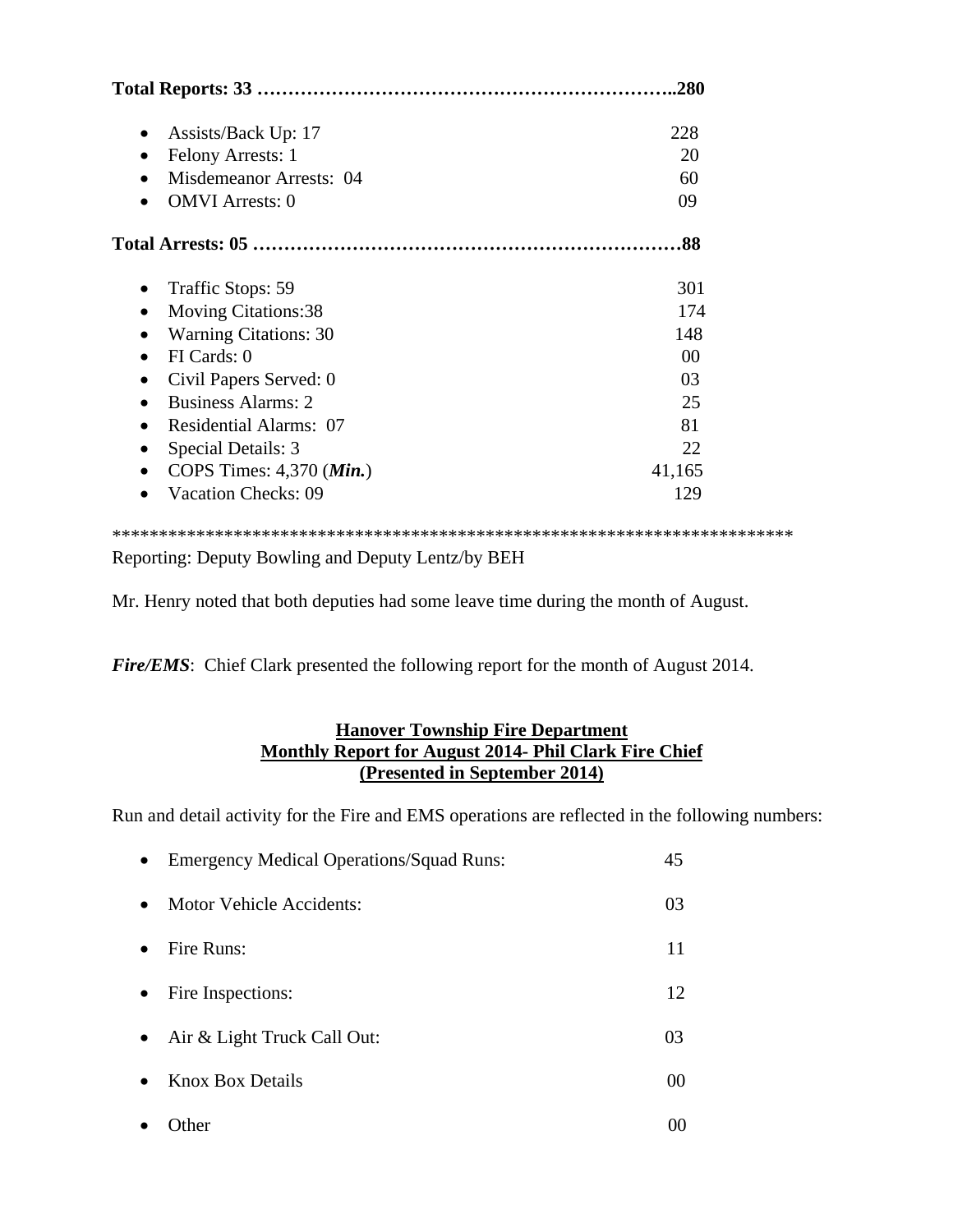**Total Reports: 33 ………………………………………………………..280**

- Assists/Back Up: 17 228
- Felony Arrests: 1 20
- Misdemeanor Arrests: 04 60
- OMVI Arrests: 0 09

**Total Arrests: 05 ………………………………………………………88**

- Traffic Stops: 59 301
- Moving Citations:38 174
- Warning Citations: 30 148
- FI Cards: 0 00
- Civil Papers Served: 0 03
- Business Alarms: 2 25
- Residential Alarms: 07 81
- Special Details: 3 22
- COPS Times: 4,370 (***Min.***) 41,165
- Vacation Checks: 09 129

*************************************************************************

Reporting: Deputy Bowling and Deputy Lentz/by BEH

Mr. Henry noted that both deputies had some leave time during the month of August.

***Fire/EMS***: Chief Clark presented the following report for the month of August 2014.

**Hanover Township Fire Department**
**Monthly Report for August 2014- Phil Clark Fire Chief**
**(Presented in September 2014)**

Run and detail activity for the Fire and EMS operations are reflected in the following numbers:

- Emergency Medical Operations/Squad Runs: 45
- Motor Vehicle Accidents: 03
- Fire Runs: 11
- Fire Inspections: 12
- Air & Light Truck Call Out: 03
- Knox Box Details 00
- Other 00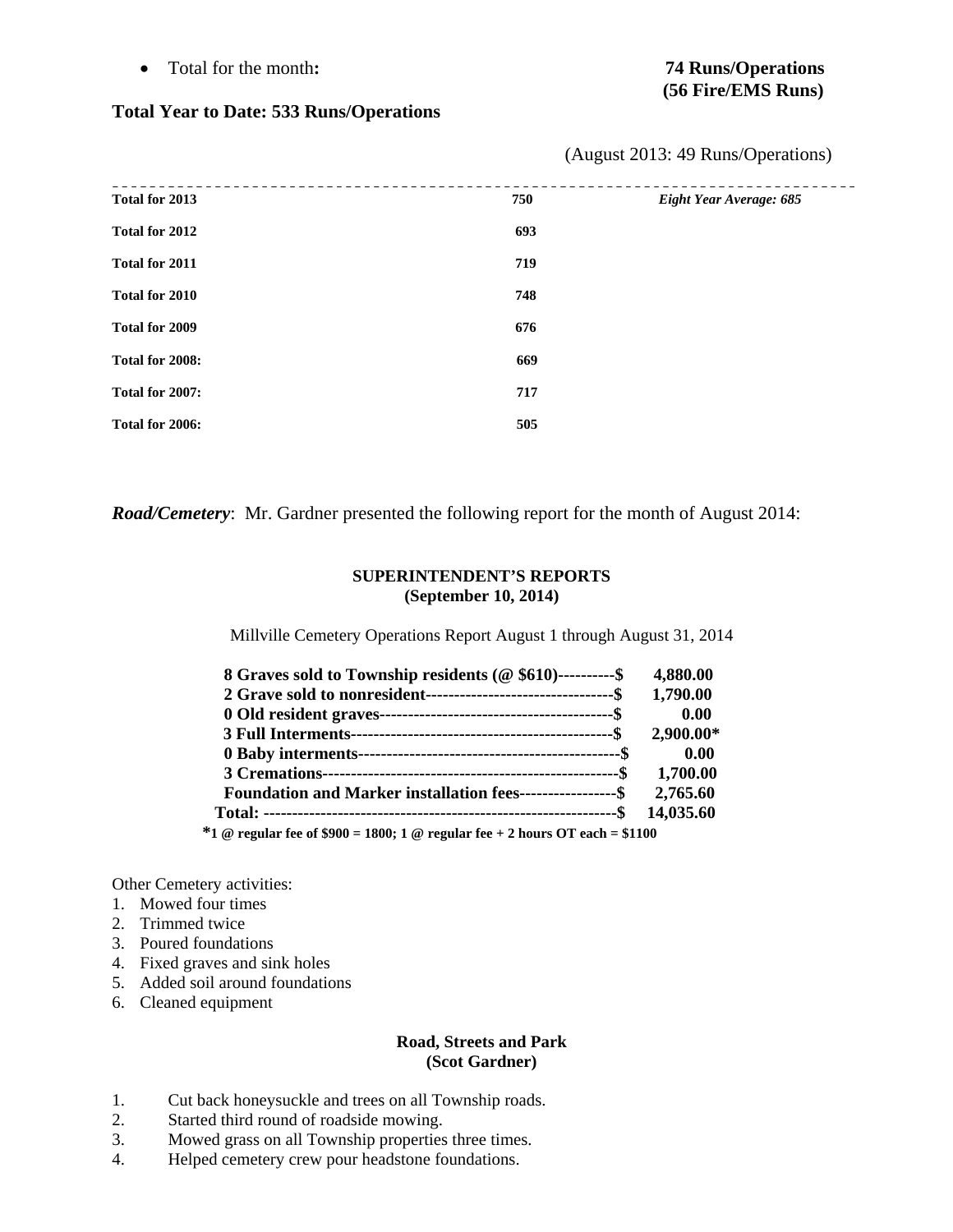- Total for the month**:** **74 Runs/Operations (56 Fire/EMS Runs)**

**Total Year to Date: 533 Runs/Operations**

(August 2013: 49 Runs/Operations)

| | | |
|---|---|---|
| **Total for 2013** | **750** | ***Eight Year Average: 685*** |
| **Total for 2012** | **693** | |
| **Total for 2011** | **719** | |
| **Total for 2010** | **748** | |
| **Total for 2009** | **676** | |
| **Total for 2008:** | **669** | |
| **Total for 2007:** | **717** | |
| **Total for 2006:** | **505** | |

***Road/Cemetery***: Mr. Gardner presented the following report for the month of August 2014:

**SUPERINTENDENT'S REPORTS**
**(September 10, 2014)**

Millville Cemetery Operations Report August 1 through August 31, 2014

| | |
|---|---|
| **8 Graves sold to Township residents (@ $610)----------$** | **4,880.00** |
| **2 Grave sold to nonresident--------------------------------$** | **1,790.00** |
| **0 Old resident graves----------------------------------------$** | **0.00** |
| **3 Full Interments---------------------------------------------$** | **2,900.00*** |
| **0 Baby interments---------------------------------------------$** | **0.00** |
| **3 Cremations---------------------------------------------------$** | **1,700.00** |
| **Foundation and Marker installation fees-----------------$** | **2,765.60** |
| **Total: --------------------------------------------------------------$** | **14,035.60** |

***1 @ regular fee of $900 = 1800; 1 @ regular fee + 2 hours OT each = $1100**

Other Cemetery activities:

1. Mowed four times
2. Trimmed twice
3. Poured foundations
4. Fixed graves and sink holes
5. Added soil around foundations
6. Cleaned equipment

**Road, Streets and Park**
**(Scot Gardner)**

1. Cut back honeysuckle and trees on all Township roads.
2. Started third round of roadside mowing.
3. Mowed grass on all Township properties three times.
4. Helped cemetery crew pour headstone foundations.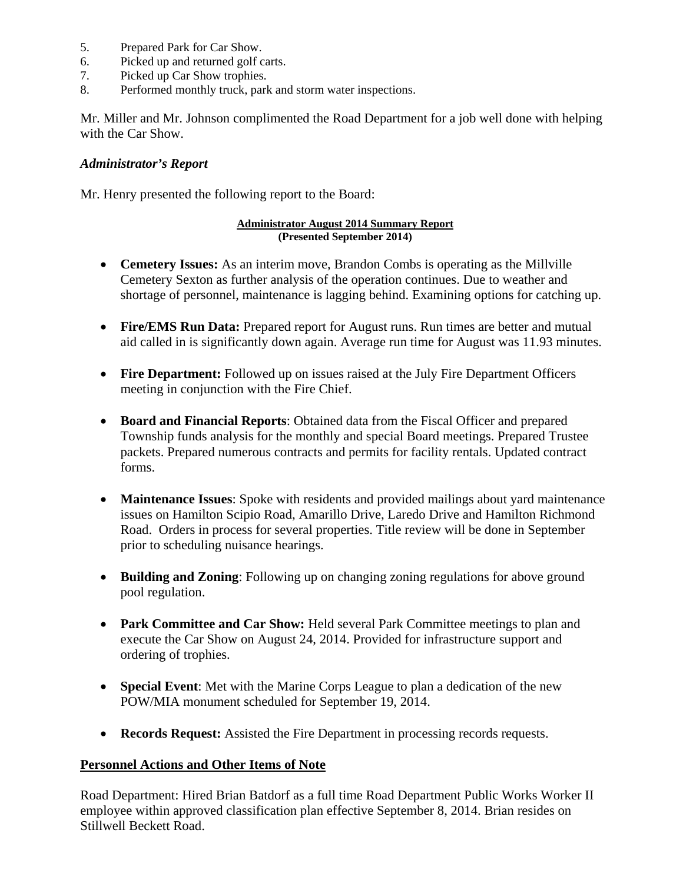5. Prepared Park for Car Show.
6. Picked up and returned golf carts.
7. Picked up Car Show trophies.
8. Performed monthly truck, park and storm water inspections.

Mr. Miller and Mr. Johnson complimented the Road Department for a job well done with helping with the Car Show.

***Administrator's Report***

Mr. Henry presented the following report to the Board:

**Administrator August 2014 Summary Report**
**(Presented September 2014)**

- **Cemetery Issues:** As an interim move, Brandon Combs is operating as the Millville Cemetery Sexton as further analysis of the operation continues. Due to weather and shortage of personnel, maintenance is lagging behind. Examining options for catching up.

- **Fire/EMS Run Data:** Prepared report for August runs. Run times are better and mutual aid called in is significantly down again. Average run time for August was 11.93 minutes.

- **Fire Department:** Followed up on issues raised at the July Fire Department Officers meeting in conjunction with the Fire Chief.

- **Board and Financial Reports**: Obtained data from the Fiscal Officer and prepared Township funds analysis for the monthly and special Board meetings. Prepared Trustee packets. Prepared numerous contracts and permits for facility rentals. Updated contract forms.

- **Maintenance Issues**: Spoke with residents and provided mailings about yard maintenance issues on Hamilton Scipio Road, Amarillo Drive, Laredo Drive and Hamilton Richmond Road. Orders in process for several properties. Title review will be done in September prior to scheduling nuisance hearings.

- **Building and Zoning**: Following up on changing zoning regulations for above ground pool regulation.

- **Park Committee and Car Show:** Held several Park Committee meetings to plan and execute the Car Show on August 24, 2014. Provided for infrastructure support and ordering of trophies.

- **Special Event**: Met with the Marine Corps League to plan a dedication of the new POW/MIA monument scheduled for September 19, 2014.

- **Records Request:** Assisted the Fire Department in processing records requests.

## Personnel Actions and Other Items of Note

Road Department: Hired Brian Batdorf as a full time Road Department Public Works Worker II employee within approved classification plan effective September 8, 2014. Brian resides on Stillwell Beckett Road.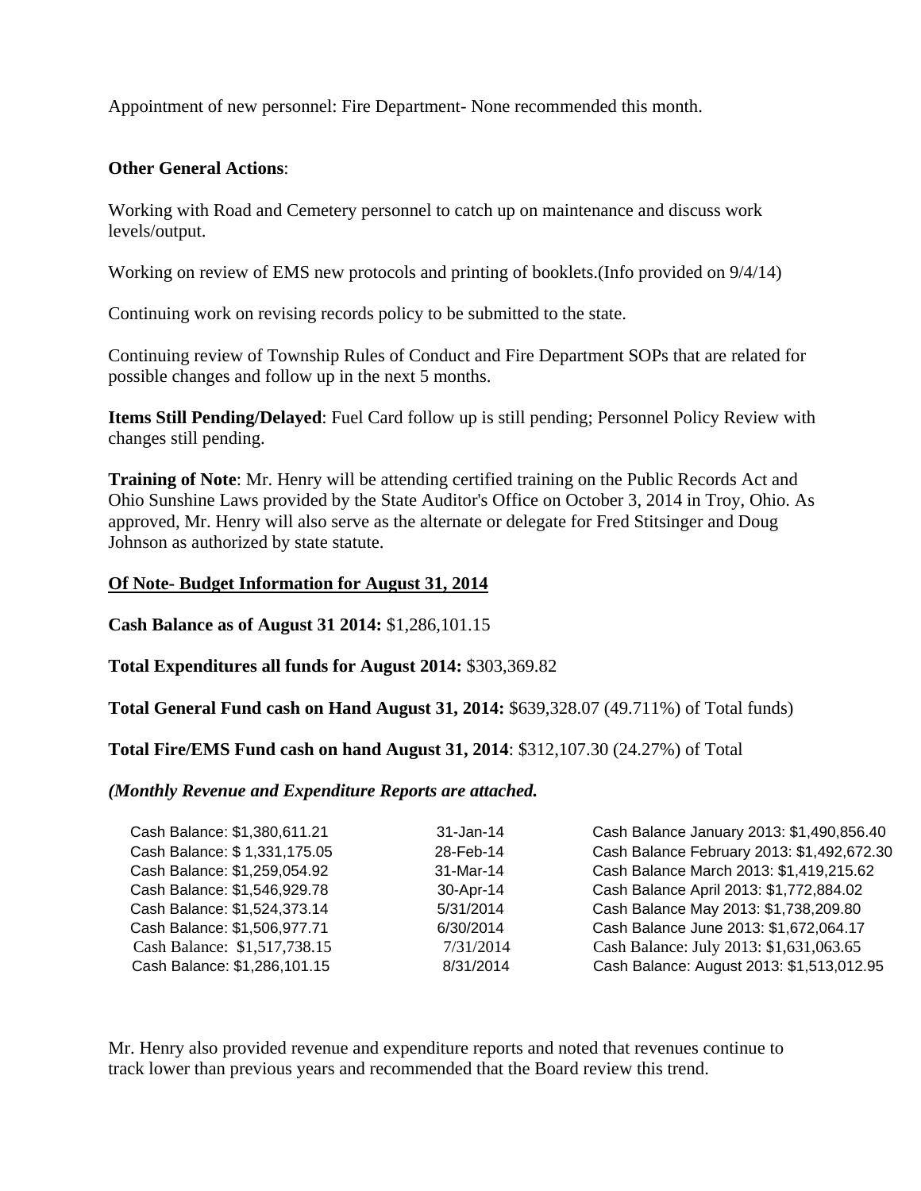Appointment of new personnel: Fire Department- None recommended this month.

**Other General Actions**:

Working with Road and Cemetery personnel to catch up on maintenance and discuss work levels/output.

Working on review of EMS new protocols and printing of booklets.(Info provided on 9/4/14)

Continuing work on revising records policy to be submitted to the state.

Continuing review of Township Rules of Conduct and Fire Department SOPs that are related for possible changes and follow up in the next 5 months.

**Items Still Pending/Delayed**: Fuel Card follow up is still pending; Personnel Policy Review with changes still pending.

**Training of Note**: Mr. Henry will be attending certified training on the Public Records Act and Ohio Sunshine Laws provided by the State Auditor's Office on October 3, 2014 in Troy, Ohio. As approved, Mr. Henry will also serve as the alternate or delegate for Fred Stitsinger and Doug Johnson as authorized by state statute.

**Of Note- Budget Information for August 31, 2014**

**Cash Balance as of August 31 2014:** $1,286,101.15

**Total Expenditures all funds for August 2014:** $303,369.82

**Total General Fund cash on Hand August 31, 2014:** $639,328.07 (49.711%) of Total funds)

**Total Fire/EMS Fund cash on hand August 31, 2014**: $312,107.30 (24.27%) of Total

***(Monthly Revenue and Expenditure Reports are attached.***

| | | |
|---|---|---|
| Cash Balance: $1,380,611.21 | 31-Jan-14 | Cash Balance January 2013: $1,490,856.40 |
| Cash Balance: $ 1,331,175.05 | 28-Feb-14 | Cash Balance February 2013: $1,492,672.30 |
| Cash Balance: $1,259,054.92 | 31-Mar-14 | Cash Balance March 2013: $1,419,215.62 |
| Cash Balance: $1,546,929.78 | 30-Apr-14 | Cash Balance April 2013: $1,772,884.02 |
| Cash Balance: $1,524,373.14 | 5/31/2014 | Cash Balance May 2013: $1,738,209.80 |
| Cash Balance: $1,506,977.71 | 6/30/2014 | Cash Balance June 2013: $1,672,064.17 |
| Cash Balance: $1,517,738.15 | 7/31/2014 | Cash Balance: July 2013: $1,631,063.65 |
| Cash Balance: $1,286,101.15 | 8/31/2014 | Cash Balance: August 2013: $1,513,012.95 |

Mr. Henry also provided revenue and expenditure reports and noted that revenues continue to track lower than previous years and recommended that the Board review this trend.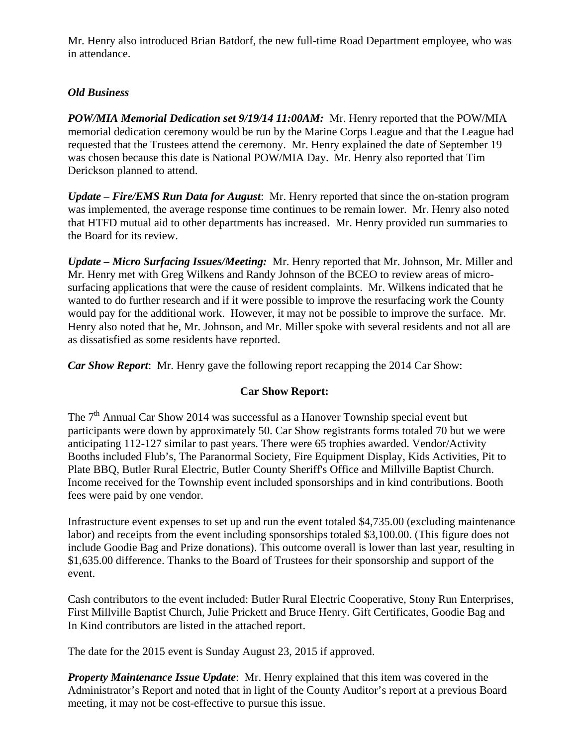Mr. Henry also introduced Brian Batdorf, the new full-time Road Department employee, who was in attendance.

***Old Business***

***POW/MIA Memorial Dedication set 9/19/14 11:00AM:*** Mr. Henry reported that the POW/MIA memorial dedication ceremony would be run by the Marine Corps League and that the League had requested that the Trustees attend the ceremony. Mr. Henry explained the date of September 19 was chosen because this date is National POW/MIA Day. Mr. Henry also reported that Tim Derickson planned to attend.

***Update – Fire/EMS Run Data for August***: Mr. Henry reported that since the on-station program was implemented, the average response time continues to be remain lower. Mr. Henry also noted that HTFD mutual aid to other departments has increased. Mr. Henry provided run summaries to the Board for its review.

***Update – Micro Surfacing Issues/Meeting:*** Mr. Henry reported that Mr. Johnson, Mr. Miller and Mr. Henry met with Greg Wilkens and Randy Johnson of the BCEO to review areas of micro-surfacing applications that were the cause of resident complaints. Mr. Wilkens indicated that he wanted to do further research and if it were possible to improve the resurfacing work the County would pay for the additional work. However, it may not be possible to improve the surface. Mr. Henry also noted that he, Mr. Johnson, and Mr. Miller spoke with several residents and not all are as dissatisfied as some residents have reported.

***Car Show Report***: Mr. Henry gave the following report recapping the 2014 Car Show:

**Car Show Report:**

The 7th Annual Car Show 2014 was successful as a Hanover Township special event but participants were down by approximately 50. Car Show registrants forms totaled 70 but we were anticipating 112-127 similar to past years. There were 65 trophies awarded. Vendor/Activity Booths included Flub's, The Paranormal Society, Fire Equipment Display, Kids Activities, Pit to Plate BBQ, Butler Rural Electric, Butler County Sheriff's Office and Millville Baptist Church. Income received for the Township event included sponsorships and in kind contributions. Booth fees were paid by one vendor.

Infrastructure event expenses to set up and run the event totaled $4,735.00 (excluding maintenance labor) and receipts from the event including sponsorships totaled $3,100.00. (This figure does not include Goodie Bag and Prize donations). This outcome overall is lower than last year, resulting in $1,635.00 difference. Thanks to the Board of Trustees for their sponsorship and support of the event.

Cash contributors to the event included: Butler Rural Electric Cooperative, Stony Run Enterprises, First Millville Baptist Church, Julie Prickett and Bruce Henry. Gift Certificates, Goodie Bag and In Kind contributors are listed in the attached report.

The date for the 2015 event is Sunday August 23, 2015 if approved.

***Property Maintenance Issue Update***: Mr. Henry explained that this item was covered in the Administrator's Report and noted that in light of the County Auditor's report at a previous Board meeting, it may not be cost-effective to pursue this issue.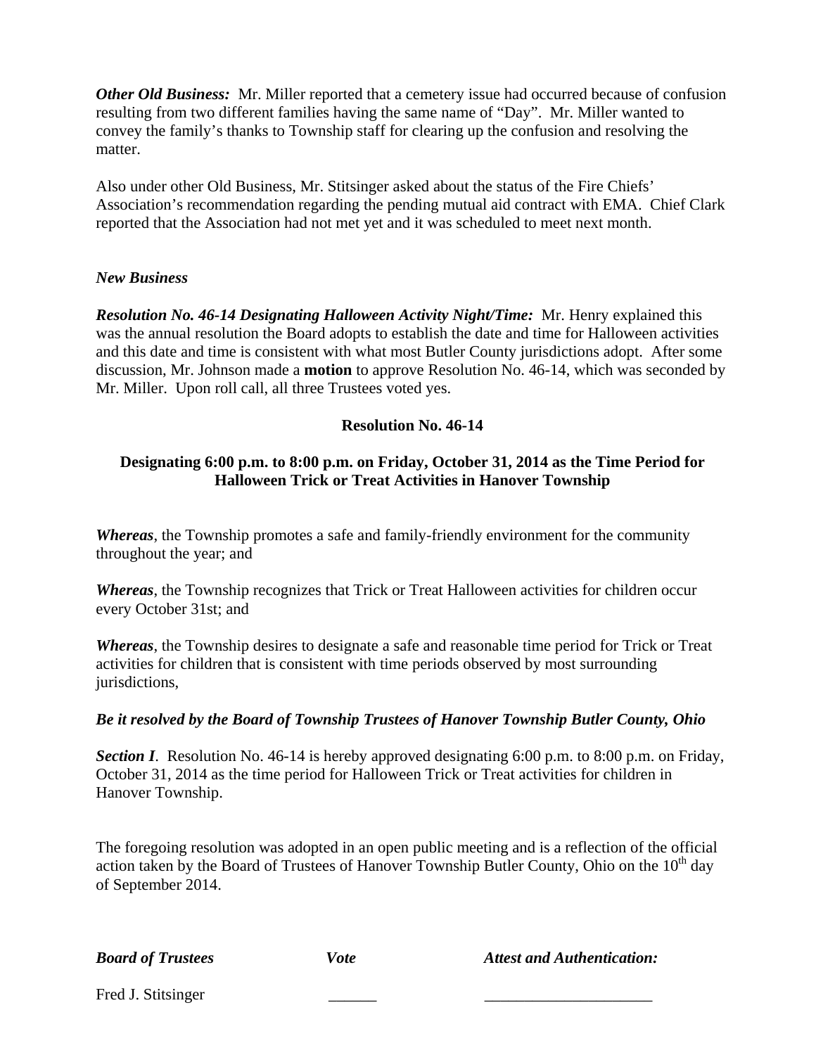***Other Old Business:*** Mr. Miller reported that a cemetery issue had occurred because of confusion resulting from two different families having the same name of "Day". Mr. Miller wanted to convey the family's thanks to Township staff for clearing up the confusion and resolving the matter.

Also under other Old Business, Mr. Stitsinger asked about the status of the Fire Chiefs' Association's recommendation regarding the pending mutual aid contract with EMA. Chief Clark reported that the Association had not met yet and it was scheduled to meet next month.

## *New Business*

***Resolution No. 46-14 Designating Halloween Activity Night/Time:*** Mr. Henry explained this was the annual resolution the Board adopts to establish the date and time for Halloween activities and this date and time is consistent with what most Butler County jurisdictions adopt. After some discussion, Mr. Johnson made a **motion** to approve Resolution No. 46-14, which was seconded by Mr. Miller. Upon roll call, all three Trustees voted yes.

### Resolution No. 46-14

### Designating 6:00 p.m. to 8:00 p.m. on Friday, October 31, 2014 as the Time Period for Halloween Trick or Treat Activities in Hanover Township

***Whereas***, the Township promotes a safe and family-friendly environment for the community throughout the year; and

***Whereas***, the Township recognizes that Trick or Treat Halloween activities for children occur every October 31st; and

***Whereas***, the Township desires to designate a safe and reasonable time period for Trick or Treat activities for children that is consistent with time periods observed by most surrounding jurisdictions,

***Be it resolved by the Board of Township Trustees of Hanover Township Butler County, Ohio***

***Section I***. Resolution No. 46-14 is hereby approved designating 6:00 p.m. to 8:00 p.m. on Friday, October 31, 2014 as the time period for Halloween Trick or Treat activities for children in Hanover Township.

The foregoing resolution was adopted in an open public meeting and is a reflection of the official action taken by the Board of Trustees of Hanover Township Butler County, Ohio on the 10th day of September 2014.

| ***Board of Trustees*** | ***Vote*** | ***Attest and Authentication:*** |
|---|---|---|
| Fred J. Stitsinger | ______ | ____________________ |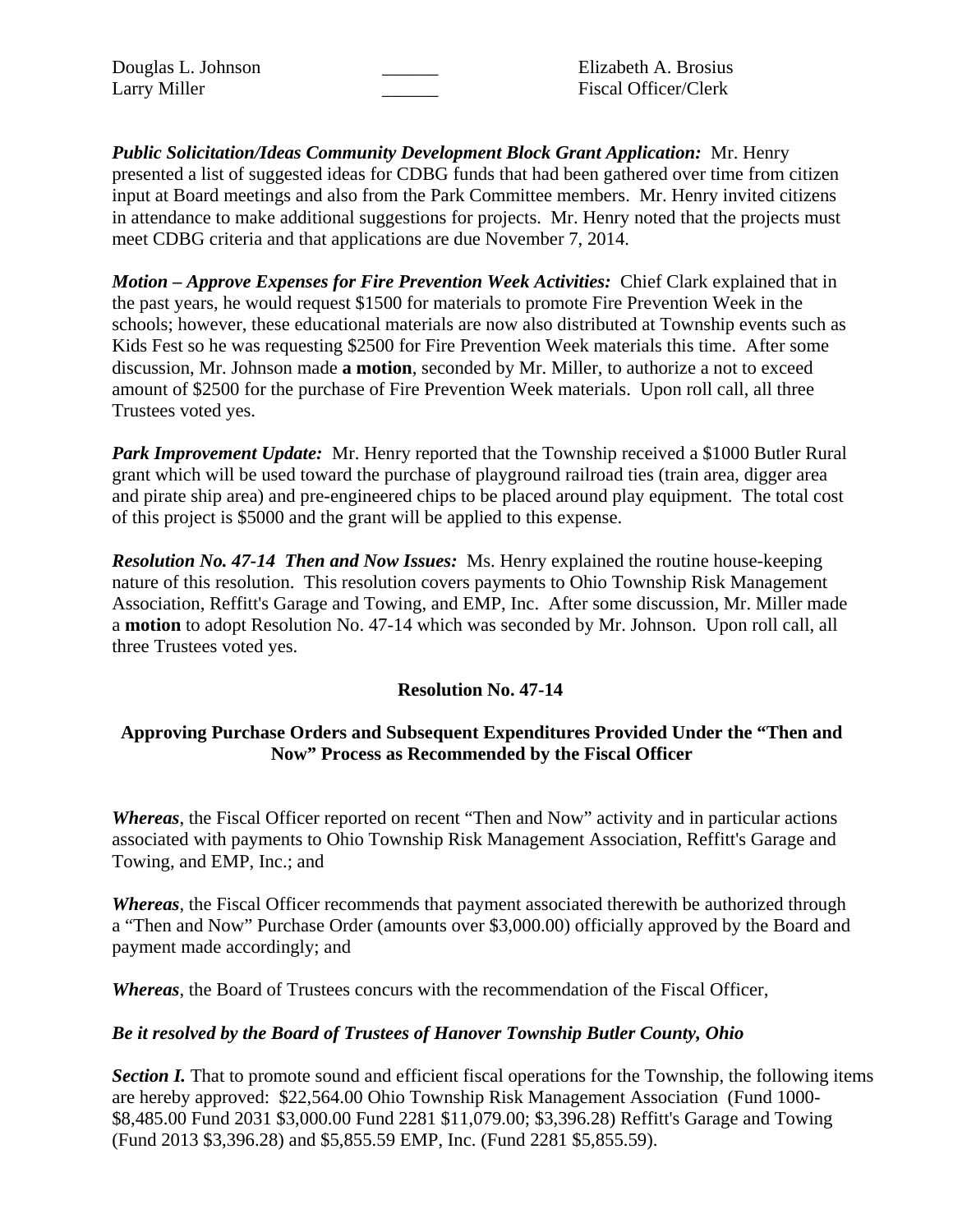| | | |
|---|---|---|
| Douglas L. Johnson | ______ | Elizabeth A. Brosius |
| Larry Miller | ______ | Fiscal Officer/Clerk |

***Public Solicitation/Ideas Community Development Block Grant Application:*** Mr. Henry presented a list of suggested ideas for CDBG funds that had been gathered over time from citizen input at Board meetings and also from the Park Committee members. Mr. Henry invited citizens in attendance to make additional suggestions for projects. Mr. Henry noted that the projects must meet CDBG criteria and that applications are due November 7, 2014.

***Motion – Approve Expenses for Fire Prevention Week Activities:*** Chief Clark explained that in the past years, he would request $1500 for materials to promote Fire Prevention Week in the schools; however, these educational materials are now also distributed at Township events such as Kids Fest so he was requesting $2500 for Fire Prevention Week materials this time. After some discussion, Mr. Johnson made **a motion**, seconded by Mr. Miller, to authorize a not to exceed amount of $2500 for the purchase of Fire Prevention Week materials. Upon roll call, all three Trustees voted yes.

***Park Improvement Update:*** Mr. Henry reported that the Township received a $1000 Butler Rural grant which will be used toward the purchase of playground railroad ties (train area, digger area and pirate ship area) and pre-engineered chips to be placed around play equipment. The total cost of this project is $5000 and the grant will be applied to this expense.

***Resolution No. 47-14 Then and Now Issues:*** Ms. Henry explained the routine house-keeping nature of this resolution. This resolution covers payments to Ohio Township Risk Management Association, Reffitt's Garage and Towing, and EMP, Inc. After some discussion, Mr. Miller made a **motion** to adopt Resolution No. 47-14 which was seconded by Mr. Johnson. Upon roll call, all three Trustees voted yes.

**Resolution No. 47-14**

**Approving Purchase Orders and Subsequent Expenditures Provided Under the "Then and Now" Process as Recommended by the Fiscal Officer**

***Whereas***, the Fiscal Officer reported on recent "Then and Now" activity and in particular actions associated with payments to Ohio Township Risk Management Association, Reffitt's Garage and Towing, and EMP, Inc.; and

***Whereas***, the Fiscal Officer recommends that payment associated therewith be authorized through a "Then and Now" Purchase Order (amounts over $3,000.00) officially approved by the Board and payment made accordingly; and

***Whereas***, the Board of Trustees concurs with the recommendation of the Fiscal Officer,

***Be it resolved by the Board of Trustees of Hanover Township Butler County, Ohio***

***Section I.*** That to promote sound and efficient fiscal operations for the Township, the following items are hereby approved: $22,564.00 Ohio Township Risk Management Association (Fund 1000- $8,485.00 Fund 2031 $3,000.00 Fund 2281 $11,079.00; $3,396.28) Reffitt's Garage and Towing (Fund 2013 $3,396.28) and $5,855.59 EMP, Inc. (Fund 2281 $5,855.59).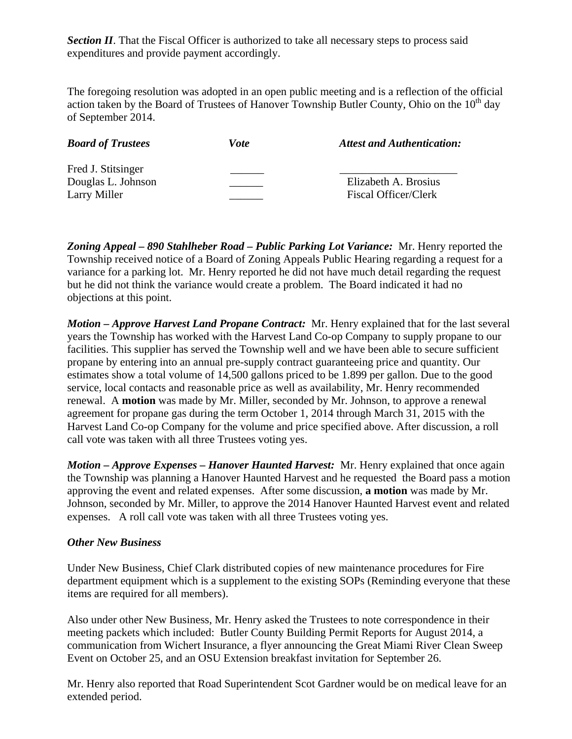***Section II***. That the Fiscal Officer is authorized to take all necessary steps to process said expenditures and provide payment accordingly.

The foregoing resolution was adopted in an open public meeting and is a reflection of the official action taken by the Board of Trustees of Hanover Township Butler County, Ohio on the 10th day of September 2014.

| ***Board of Trustees*** | ***Vote*** | ***Attest and Authentication:*** |
|---|---|---|
| Fred J. Stitsinger | ______ | _____________________ |
| Douglas L. Johnson | ______ | Elizabeth A. Brosius |
| Larry Miller | ______ | Fiscal Officer/Clerk |

***Zoning Appeal – 890 Stahlheber Road – Public Parking Lot Variance:*** Mr. Henry reported the Township received notice of a Board of Zoning Appeals Public Hearing regarding a request for a variance for a parking lot. Mr. Henry reported he did not have much detail regarding the request but he did not think the variance would create a problem. The Board indicated it had no objections at this point.

***Motion – Approve Harvest Land Propane Contract:*** Mr. Henry explained that for the last several years the Township has worked with the Harvest Land Co-op Company to supply propane to our facilities. This supplier has served the Township well and we have been able to secure sufficient propane by entering into an annual pre-supply contract guaranteeing price and quantity. Our estimates show a total volume of 14,500 gallons priced to be 1.899 per gallon. Due to the good service, local contacts and reasonable price as well as availability, Mr. Henry recommended renewal. A **motion** was made by Mr. Miller, seconded by Mr. Johnson, to approve a renewal agreement for propane gas during the term October 1, 2014 through March 31, 2015 with the Harvest Land Co-op Company for the volume and price specified above. After discussion, a roll call vote was taken with all three Trustees voting yes.

***Motion – Approve Expenses – Hanover Haunted Harvest:*** Mr. Henry explained that once again the Township was planning a Hanover Haunted Harvest and he requested the Board pass a motion approving the event and related expenses. After some discussion, **a motion** was made by Mr. Johnson, seconded by Mr. Miller, to approve the 2014 Hanover Haunted Harvest event and related expenses. A roll call vote was taken with all three Trustees voting yes.

***Other New Business***

Under New Business, Chief Clark distributed copies of new maintenance procedures for Fire department equipment which is a supplement to the existing SOPs (Reminding everyone that these items are required for all members).

Also under other New Business, Mr. Henry asked the Trustees to note correspondence in their meeting packets which included: Butler County Building Permit Reports for August 2014, a communication from Wichert Insurance, a flyer announcing the Great Miami River Clean Sweep Event on October 25, and an OSU Extension breakfast invitation for September 26.

Mr. Henry also reported that Road Superintendent Scot Gardner would be on medical leave for an extended period.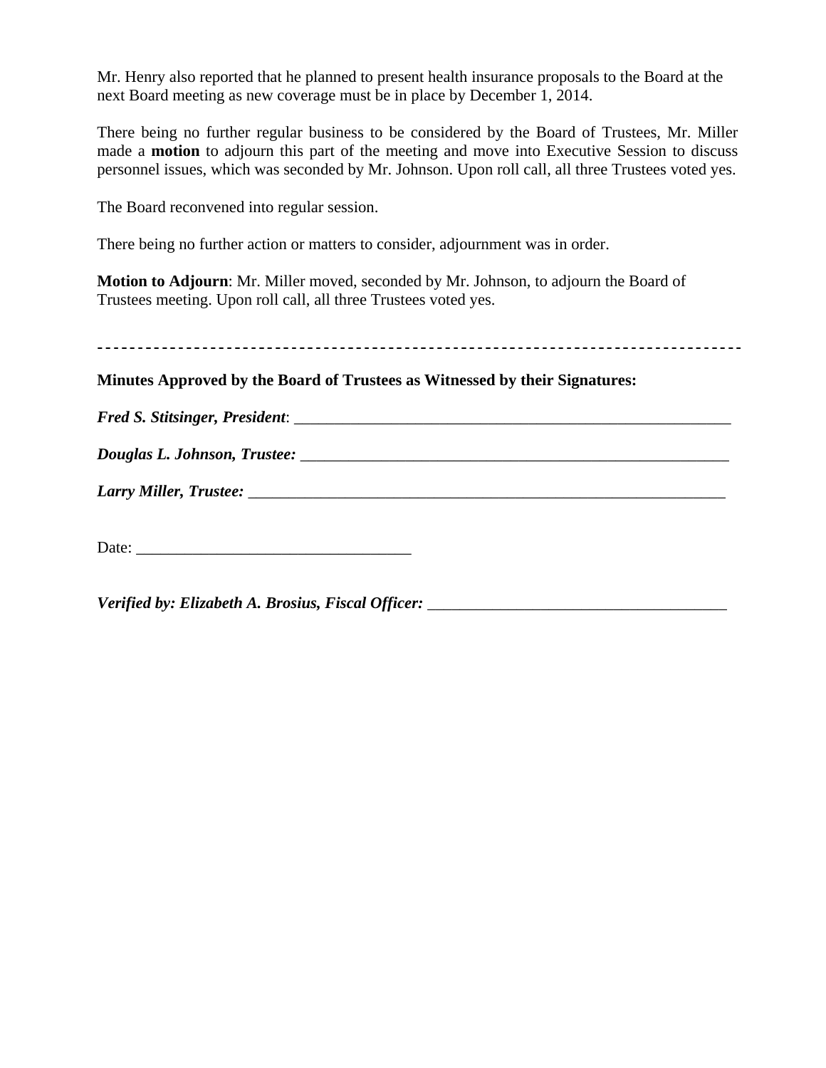Mr. Henry also reported that he planned to present health insurance proposals to the Board at the next Board meeting as new coverage must be in place by December 1, 2014.

There being no further regular business to be considered by the Board of Trustees, Mr. Miller made a **motion** to adjourn this part of the meeting and move into Executive Session to discuss personnel issues, which was seconded by Mr. Johnson. Upon roll call, all three Trustees voted yes.

The Board reconvened into regular session.

There being no further action or matters to consider, adjournment was in order.

**Motion to Adjourn**: Mr. Miller moved, seconded by Mr. Johnson, to adjourn the Board of Trustees meeting. Upon roll call, all three Trustees voted yes.

- - - - - - - - - - - - - - - - - - - - - - - - - - - - - - - - - - - - - - - - - - - - - - - - - - - - - - - - - - - - - - - - - - - - - - - - - - - - - - - - - - - -

**Minutes Approved by the Board of Trustees as Witnessed by their Signatures:**

***Fred S. Stitsinger, President***: ________________________________________________________

***Douglas L. Johnson, Trustee:*** ________________________________________________________

***Larry Miller, Trustee:*** ______________________________________________________________

Date: ___________________________________

***Verified by: Elizabeth A. Brosius, Fiscal Officer:*** ______________________________________